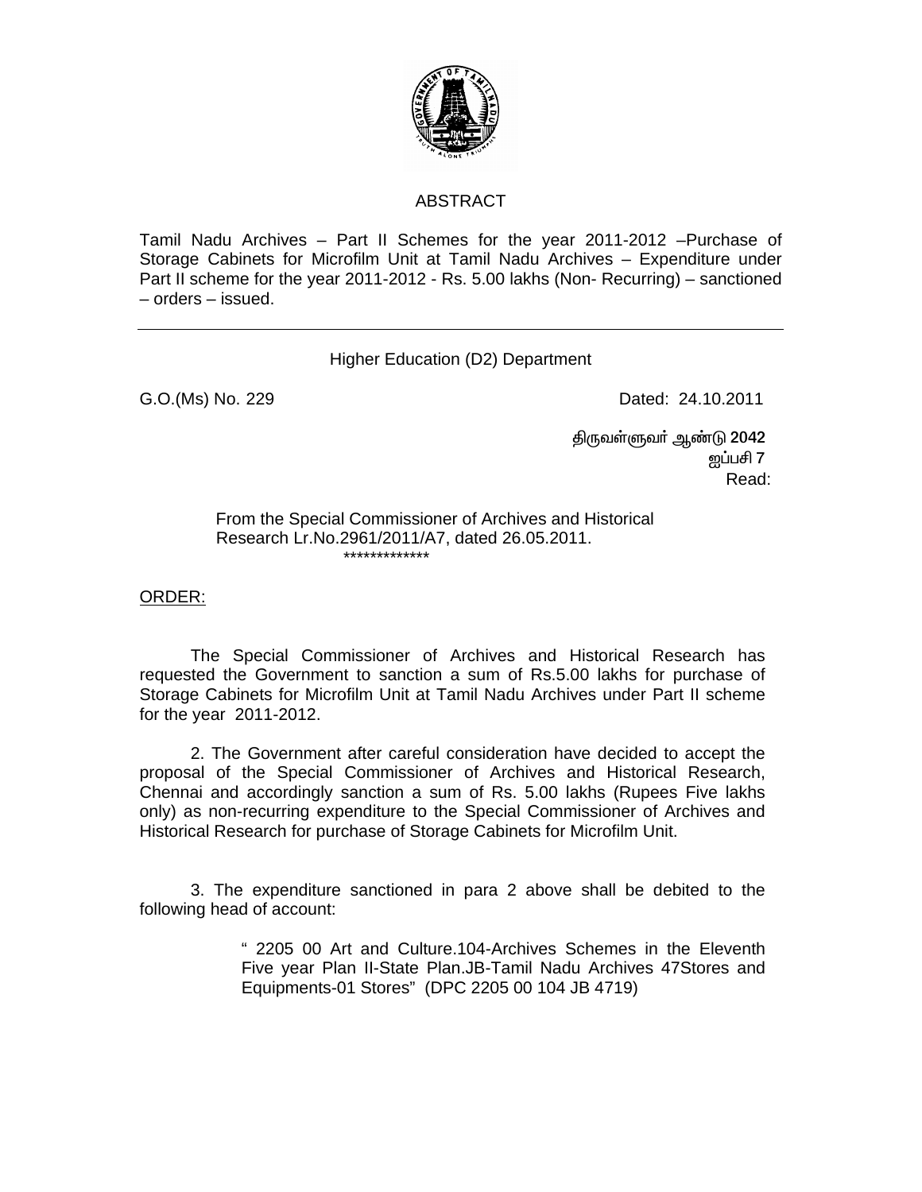## ABSTRACT

Tamil Nadu Archives – Part II Schemes for the year 2011-2012 –Purchase of Storage Cabinets for Microfilm Unit at Tamil Nadu Archives – Expenditure under Part II scheme for the year 2011-2012 - Rs. 5.00 lakhs (Non- Recurring) – sanctioned – orders – issued.

---

Higher Education (D2) Department

G.O.(Ms) No. 229 Dated: 24.10.2011

திருவள்ளுவர் ஆண்டு 2042
ஐப்பசி 7
Read:

From the Special Commissioner of Archives and Historical Research Lr.No.2961/2011/A7, dated 26.05.2011.

*************

ORDER:

The Special Commissioner of Archives and Historical Research has requested the Government to sanction a sum of Rs.5.00 lakhs for purchase of Storage Cabinets for Microfilm Unit at Tamil Nadu Archives under Part II scheme for the year 2011-2012.

2. The Government after careful consideration have decided to accept the proposal of the Special Commissioner of Archives and Historical Research, Chennai and accordingly sanction a sum of Rs. 5.00 lakhs (Rupees Five lakhs only) as non-recurring expenditure to the Special Commissioner of Archives and Historical Research for purchase of Storage Cabinets for Microfilm Unit.

3. The expenditure sanctioned in para 2 above shall be debited to the following head of account:

> " 2205 00 Art and Culture.104-Archives Schemes in the Eleventh Five year Plan II-State Plan.JB-Tamil Nadu Archives 47Stores and Equipments-01 Stores" (DPC 2205 00 104 JB 4719)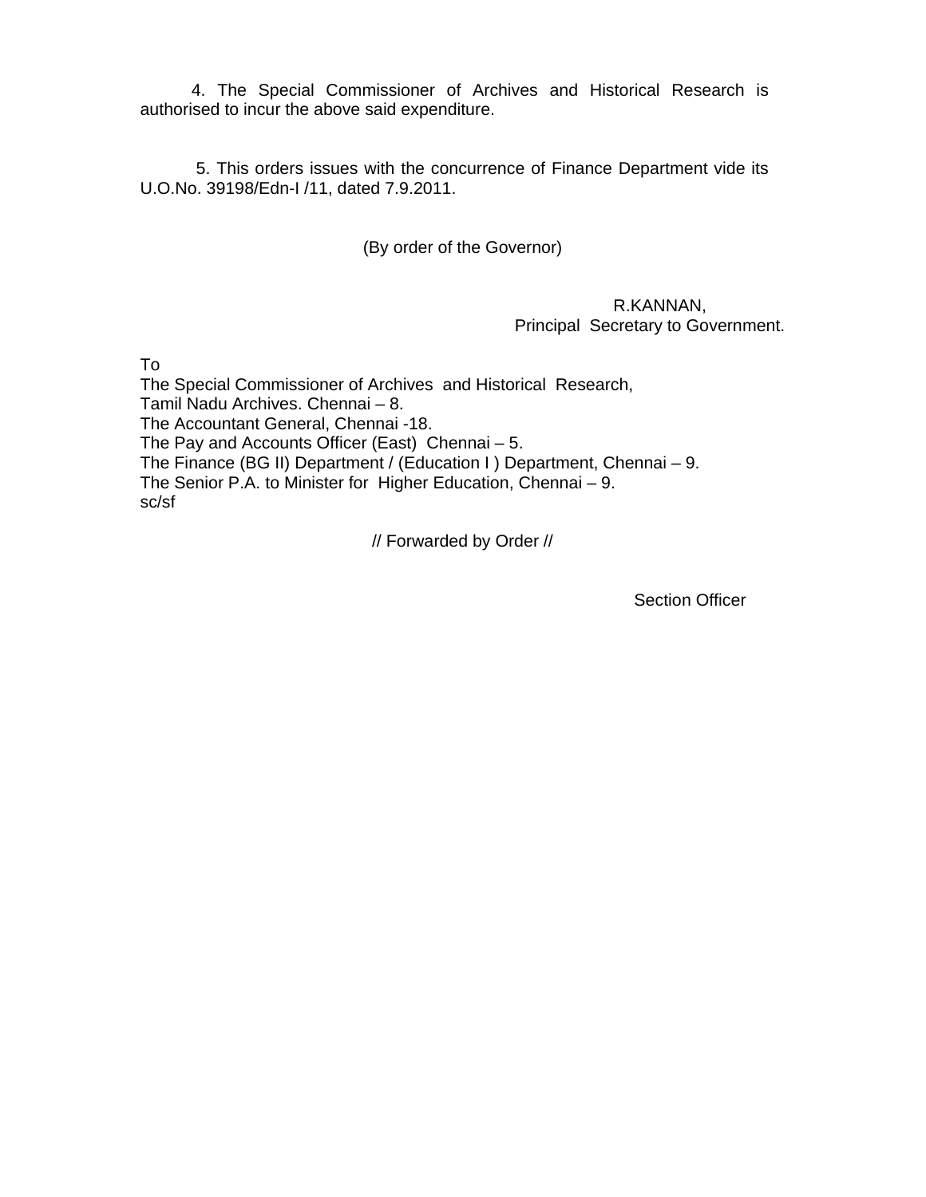4. The Special Commissioner of Archives and Historical Research is authorised to incur the above said expenditure.

5. This orders issues with the concurrence of Finance Department vide its U.O.No. 39198/Edn-I /11, dated 7.9.2011.

(By order of the Governor)

R.KANNAN,  
Principal Secretary to Government.

To  
The Special Commissioner of Archives and Historical Research,  
Tamil Nadu Archives. Chennai – 8.  
The Accountant General, Chennai -18.  
The Pay and Accounts Officer (East) Chennai – 5.  
The Finance (BG II) Department / (Education I ) Department, Chennai – 9.  
The Senior P.A. to Minister for Higher Education, Chennai – 9.  
sc/sf

// Forwarded by Order //

Section Officer